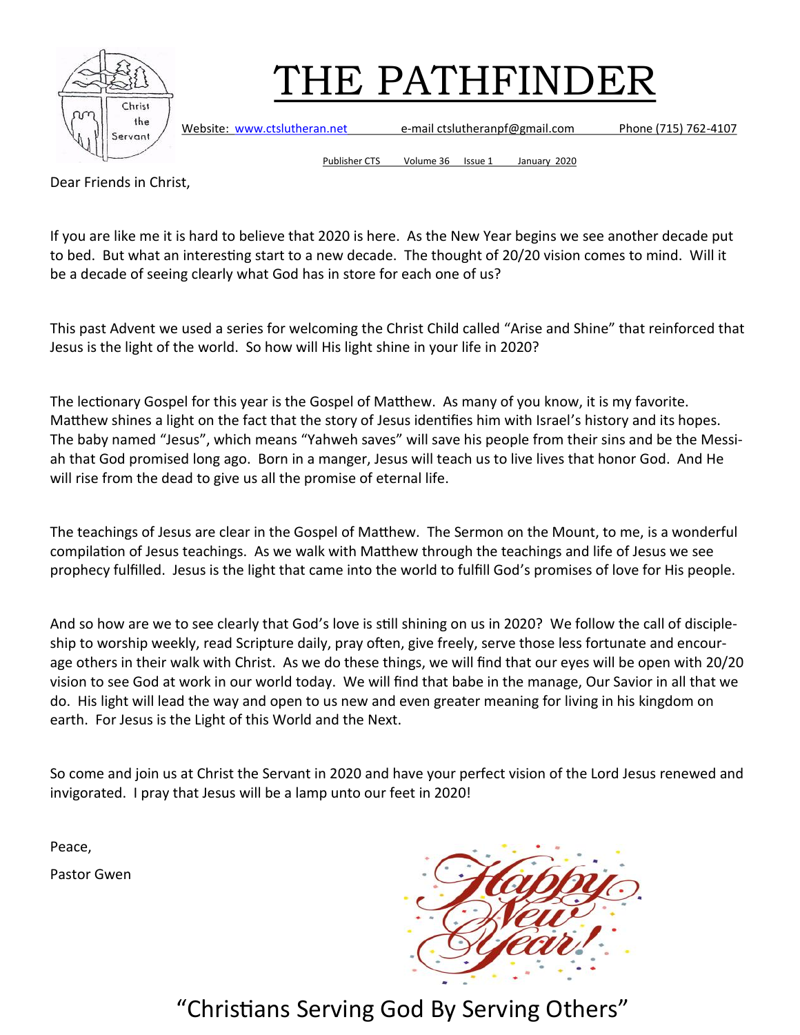# THE PATHFINDER

Website: www.ctslutheran.net e-mail ctslutheranpf@gmail.com Phone (715) 762-4107

Publisher CTS Volume 36 Issue 1 January 2020

Dear Friends in Christ,

If you are like me it is hard to believe that 2020 is here. As the New Year begins we see another decade put to bed. But what an interesting start to a new decade. The thought of 20/20 vision comes to mind. Will it be a decade of seeing clearly what God has in store for each one of us?

This past Advent we used a series for welcoming the Christ Child called "Arise and Shine" that reinforced that Jesus is the light of the world. So how will His light shine in your life in 2020?

The lectionary Gospel for this year is the Gospel of Matthew. As many of you know, it is my favorite. Matthew shines a light on the fact that the story of Jesus identifies him with Israel's history and its hopes. The baby named "Jesus", which means "Yahweh saves" will save his people from their sins and be the Messiah that God promised long ago. Born in a manger, Jesus will teach us to live lives that honor God. And He will rise from the dead to give us all the promise of eternal life.

The teachings of Jesus are clear in the Gospel of Matthew. The Sermon on the Mount, to me, is a wonderful compilation of Jesus teachings. As we walk with Matthew through the teachings and life of Jesus we see prophecy fulfilled. Jesus is the light that came into the world to fulfill God's promises of love for His people.

And so how are we to see clearly that God's love is still shining on us in 2020? We follow the call of discipleship to worship weekly, read Scripture daily, pray often, give freely, serve those less fortunate and encourage others in their walk with Christ. As we do these things, we will find that our eyes will be open with 20/20 vision to see God at work in our world today. We will find that babe in the manage, Our Savior in all that we do. His light will lead the way and open to us new and even greater meaning for living in his kingdom on earth. For Jesus is the Light of this World and the Next.

So come and join us at Christ the Servant in 2020 and have your perfect vision of the Lord Jesus renewed and invigorated. I pray that Jesus will be a lamp unto our feet in 2020!

Peace,

Pastor Gwen

Happy New Year!

"Christians Serving God By Serving Others"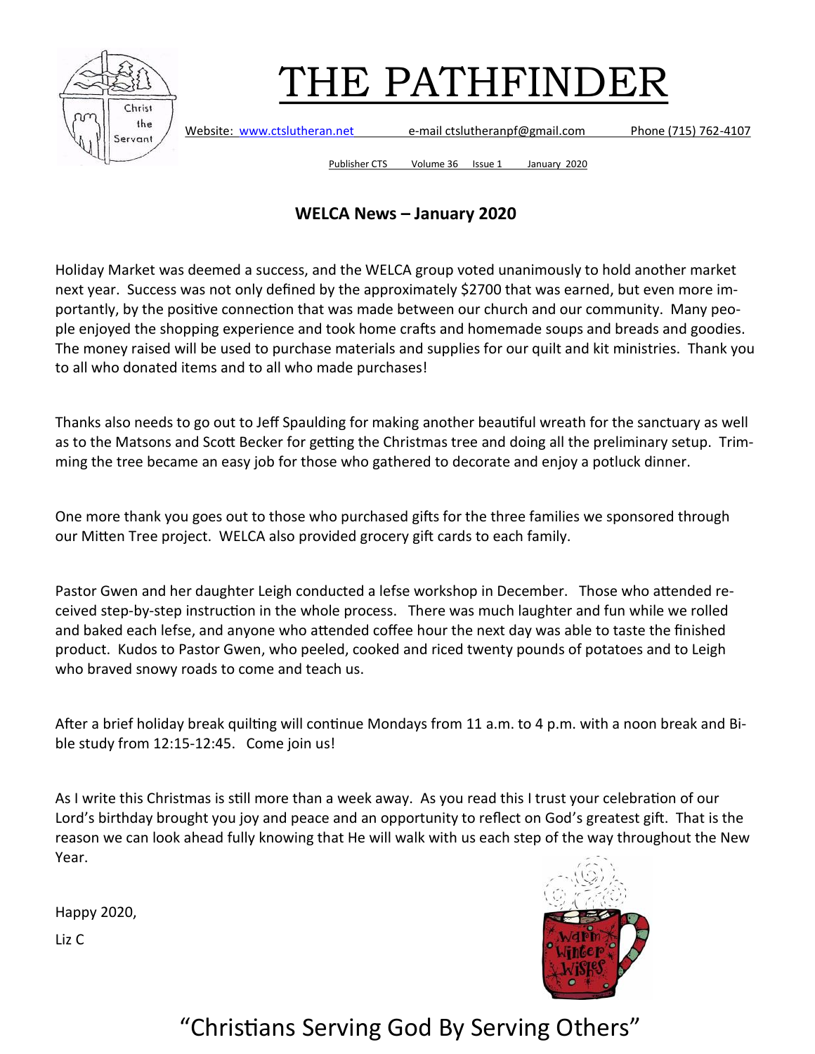# THE PATHFINDER

Website: www.ctslutheran.net e-mail ctslutheranpf@gmail.com Phone (715) 762-4107

Publisher CTS Volume 36 Issue 1 January 2020

## WELCA News – January 2020

Holiday Market was deemed a success, and the WELCA group voted unanimously to hold another market next year. Success was not only defined by the approximately $2700 that was earned, but even more importantly, by the positive connection that was made between our church and our community. Many people enjoyed the shopping experience and took home crafts and homemade soups and breads and goodies. The money raised will be used to purchase materials and supplies for our quilt and kit ministries. Thank you to all who donated items and to all who made purchases!

Thanks also needs to go out to Jeff Spaulding for making another beautiful wreath for the sanctuary as well as to the Matsons and Scott Becker for getting the Christmas tree and doing all the preliminary setup. Trimming the tree became an easy job for those who gathered to decorate and enjoy a potluck dinner.

One more thank you goes out to those who purchased gifts for the three families we sponsored through our Mitten Tree project. WELCA also provided grocery gift cards to each family.

Pastor Gwen and her daughter Leigh conducted a lefse workshop in December. Those who attended received step-by-step instruction in the whole process. There was much laughter and fun while we rolled and baked each lefse, and anyone who attended coffee hour the next day was able to taste the finished product. Kudos to Pastor Gwen, who peeled, cooked and riced twenty pounds of potatoes and to Leigh who braved snowy roads to come and teach us.

After a brief holiday break quilting will continue Mondays from 11 a.m. to 4 p.m. with a noon break and Bible study from 12:15-12:45. Come join us!

As I write this Christmas is still more than a week away. As you read this I trust your celebration of our Lord's birthday brought you joy and peace and an opportunity to reflect on God's greatest gift. That is the reason we can look ahead fully knowing that He will walk with us each step of the way throughout the New Year.

Happy 2020,

Liz C

"Christians Serving God By Serving Others"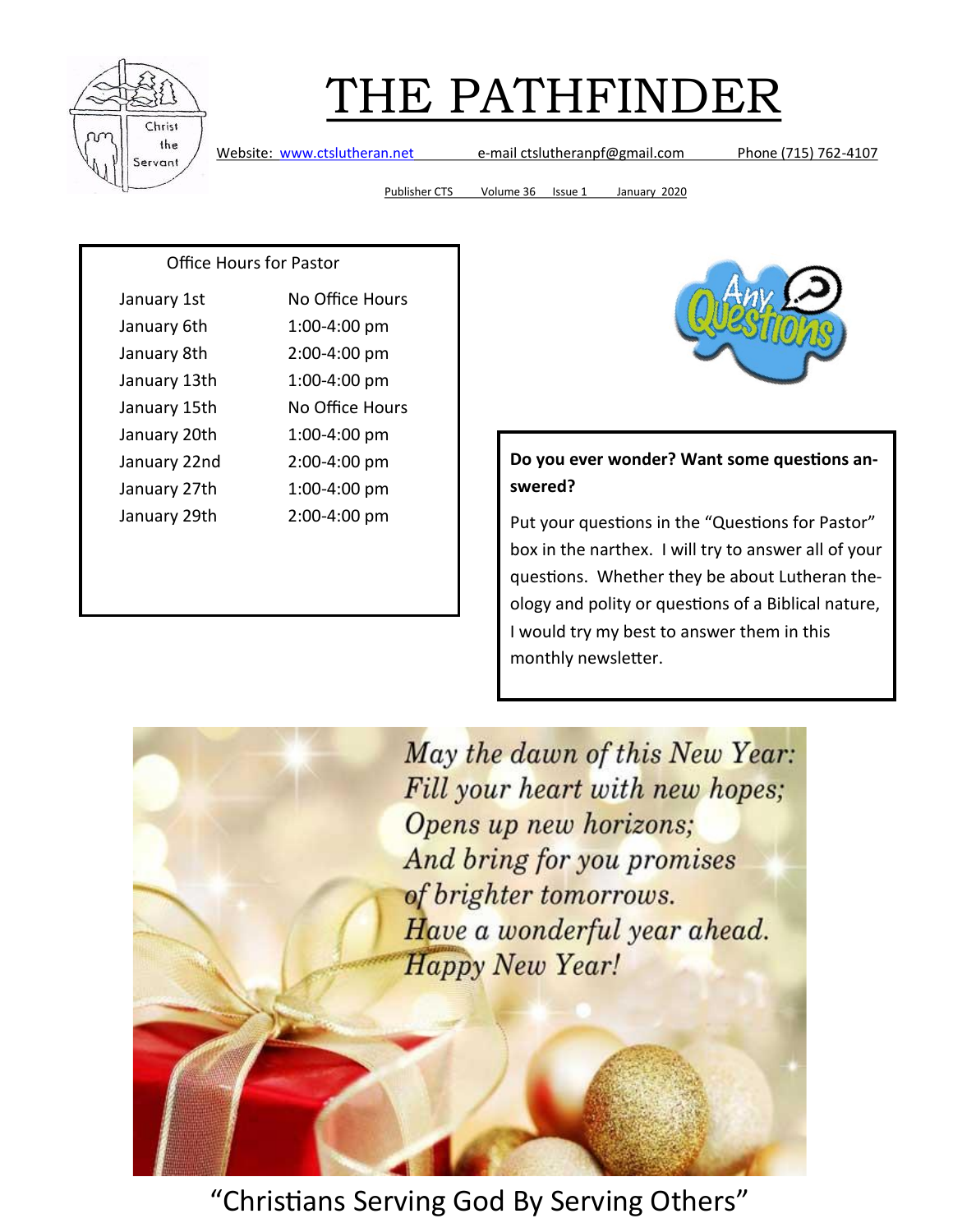# THE PATHFINDER

Website: www.ctslutheran.net e-mail ctslutheranpf@gmail.com Phone (715) 762-4107

Publisher CTS Volume 36 Issue 1 January 2020

| Office Hours for Pastor | |
|---|---|
| January 1st | No Office Hours |
| January 6th | 1:00-4:00 pm |
| January 8th | 2:00-4:00 pm |
| January 13th | 1:00-4:00 pm |
| January 15th | No Office Hours |
| January 20th | 1:00-4:00 pm |
| January 22nd | 2:00-4:00 pm |
| January 27th | 1:00-4:00 pm |
| January 29th | 2:00-4:00 pm |

Any Questions

**Do you ever wonder? Want some questions answered?**

Put your questions in the "Questions for Pastor" box in the narthex. I will try to answer all of your questions. Whether they be about Lutheran theology and polity or questions of a Biblical nature, I would try my best to answer them in this monthly newsletter.

*May the dawn of this New Year:*
*Fill your heart with new hopes;*
*Opens up new horizons;*
*And bring for you promises*
*of brighter tomorrows.*
*Have a wonderful year ahead.*
*Happy New Year!*

"Christians Serving God By Serving Others"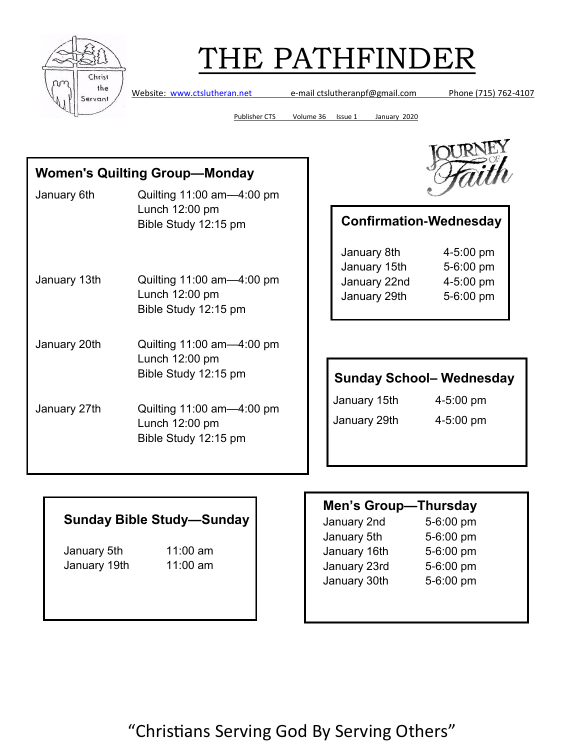# THE PATHFINDER

Website: www.ctslutheran.net e-mail ctslutheranpf@gmail.com Phone (715) 762-4107

Publisher CTS Volume 36 Issue 1 January 2020

Journey of Faith

## Women's Quilting Group—Monday

| | |
|---|---|
| January 6th | Quilting 11:00 am—4:00 pm<br>Lunch 12:00 pm<br>Bible Study 12:15 pm |
| January 13th | Quilting 11:00 am—4:00 pm<br>Lunch 12:00 pm<br>Bible Study 12:15 pm |
| January 20th | Quilting 11:00 am—4:00 pm<br>Lunch 12:00 pm<br>Bible Study 12:15 pm |
| January 27th | Quilting 11:00 am—4:00 pm<br>Lunch 12:00 pm<br>Bible Study 12:15 pm |

## Confirmation-Wednesday

| | |
|---|---|
| January 8th | 4-5:00 pm |
| January 15th | 5-6:00 pm |
| January 22nd | 4-5:00 pm |
| January 29th | 5-6:00 pm |

## Sunday School– Wednesday

| | |
|---|---|
| January 15th | 4-5:00 pm |
| January 29th | 4-5:00 pm |

## Sunday Bible Study—Sunday

| | |
|---|---|
| January 5th | 11:00 am |
| January 19th | 11:00 am |

## Men's Group—Thursday

| | |
|---|---|
| January 2nd | 5-6:00 pm |
| January 5th | 5-6:00 pm |
| January 16th | 5-6:00 pm |
| January 23rd | 5-6:00 pm |
| January 30th | 5-6:00 pm |

"Christians Serving God By Serving Others"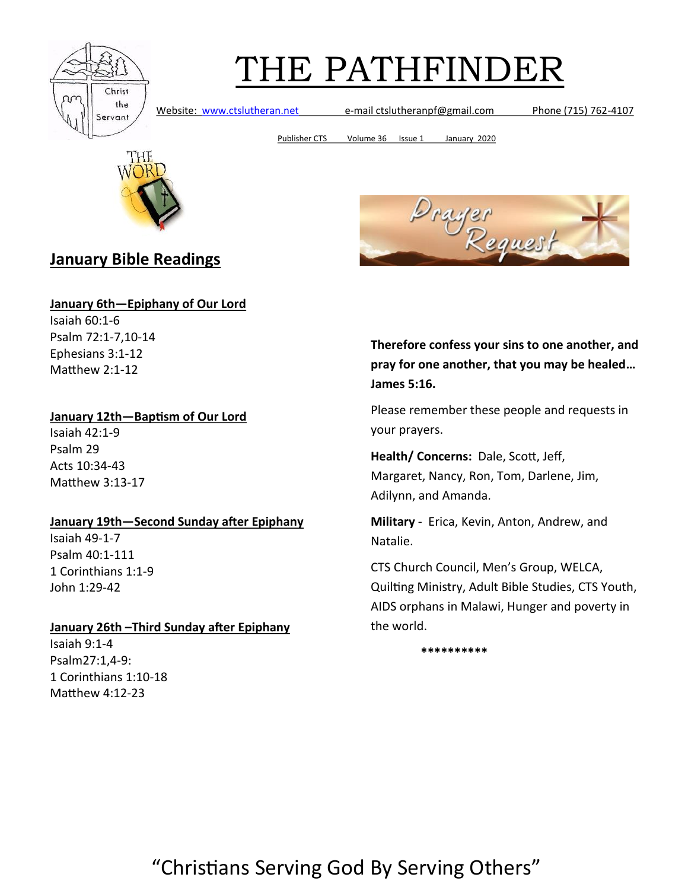# THE PATHFINDER

Website: www.ctslutheran.net e-mail ctslutheranpf@gmail.com Phone (715) 762-4107

Publisher CTS Volume 36 Issue 1 January 2020

## January Bible Readings

**January 6th—Epiphany of Our Lord**

Isaiah 60:1-6
Psalm 72:1-7,10-14
Ephesians 3:1-12
Matthew 2:1-12

**January 12th—Baptism of Our Lord**

Isaiah 42:1-9
Psalm 29
Acts 10:34-43
Matthew 3:13-17

**January 19th—Second Sunday after Epiphany**

Isaiah 49-1-7
Psalm 40:1-111
1 Corinthians 1:1-9
John 1:29-42

**January 26th –Third Sunday after Epiphany**

Isaiah 9:1-4
Psalm27:1,4-9:
1 Corinthians 1:10-18
Matthew 4:12-23

## Prayer Request

**Therefore confess your sins to one another, and pray for one another, that you may be healed… James 5:16.**

Please remember these people and requests in your prayers.

**Health/ Concerns:** Dale, Scott, Jeff, Margaret, Nancy, Ron, Tom, Darlene, Jim, Adilynn, and Amanda.

**Military** - Erica, Kevin, Anton, Andrew, and Natalie.

CTS Church Council, Men's Group, WELCA, Quilting Ministry, Adult Bible Studies, CTS Youth, AIDS orphans in Malawi, Hunger and poverty in the world.

**********

"Christians Serving God By Serving Others"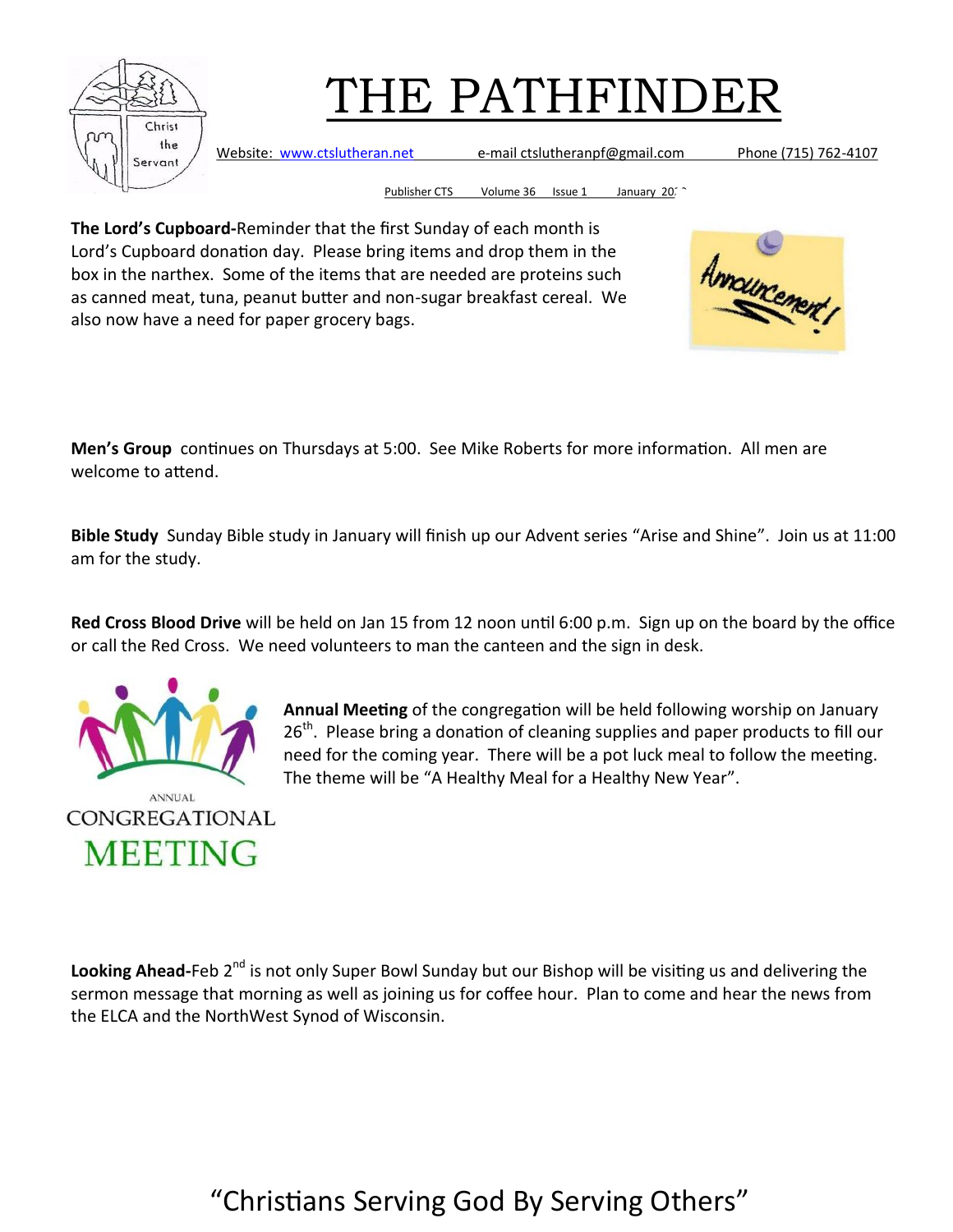# THE PATHFINDER

Website: www.ctslutheran.net e-mail ctslutheranpf@gmail.com Phone (715) 762-4107

Publisher CTS Volume 36 Issue 1 January 20

**The Lord's Cupboard-**Reminder that the first Sunday of each month is Lord's Cupboard donation day. Please bring items and drop them in the box in the narthex. Some of the items that are needed are proteins such as canned meat, tuna, peanut butter and non-sugar breakfast cereal. We also now have a need for paper grocery bags.

**Men's Group** continues on Thursdays at 5:00. See Mike Roberts for more information. All men are welcome to attend.

**Bible Study** Sunday Bible study in January will finish up our Advent series "Arise and Shine". Join us at 11:00 am for the study.

**Red Cross Blood Drive** will be held on Jan 15 from 12 noon until 6:00 p.m. Sign up on the board by the office or call the Red Cross. We need volunteers to man the canteen and the sign in desk.

**Annual Meeting** of the congregation will be held following worship on January 26th. Please bring a donation of cleaning supplies and paper products to fill our need for the coming year. There will be a pot luck meal to follow the meeting. The theme will be "A Healthy Meal for a Healthy New Year".

**Looking Ahead-**Feb 2nd is not only Super Bowl Sunday but our Bishop will be visiting us and delivering the sermon message that morning as well as joining us for coffee hour. Plan to come and hear the news from the ELCA and the NorthWest Synod of Wisconsin.

"Christians Serving God By Serving Others"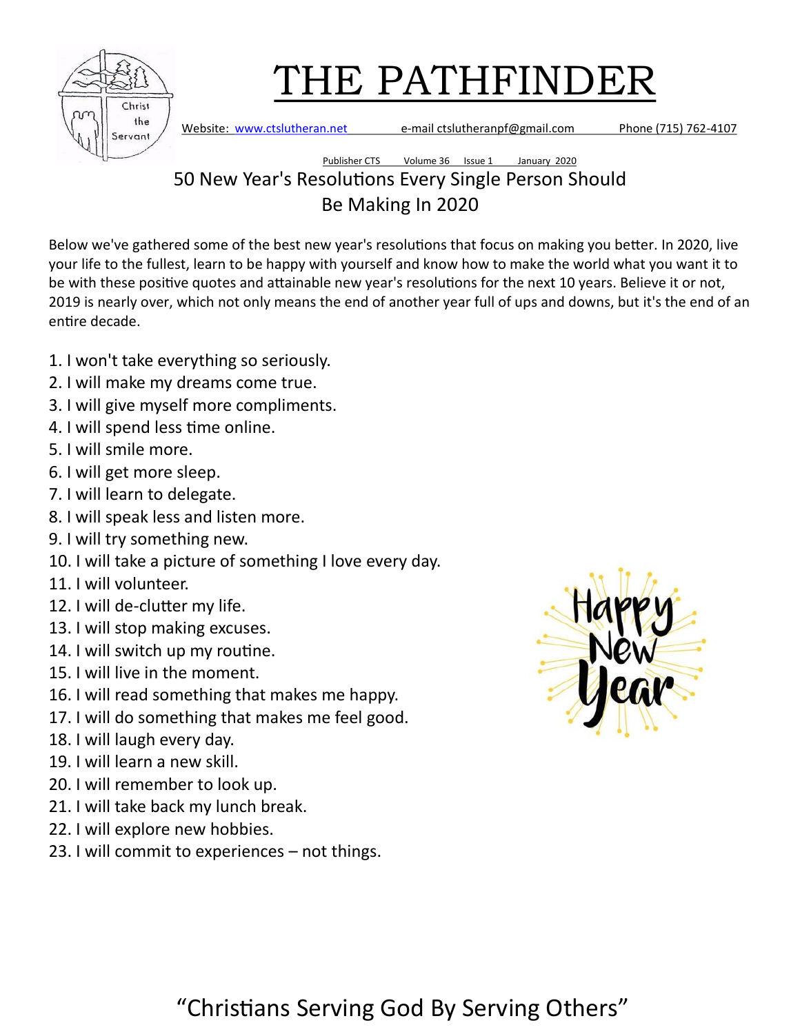# THE PATHFINDER

Website: www.ctslutheran.net e-mail ctslutheranpf@gmail.com Phone (715) 762-4107

Publisher CTS Volume 36 Issue 1 January 2020

## 50 New Year's Resolutions Every Single Person Should Be Making In 2020

Below we've gathered some of the best new year's resolutions that focus on making you better. In 2020, live your life to the fullest, learn to be happy with yourself and know how to make the world what you want it to be with these positive quotes and attainable new year's resolutions for the next 10 years. Believe it or not, 2019 is nearly over, which not only means the end of another year full of ups and downs, but it's the end of an entire decade.

1. I won't take everything so seriously.
2. I will make my dreams come true.
3. I will give myself more compliments.
4. I will spend less time online.
5. I will smile more.
6. I will get more sleep.
7. I will learn to delegate.
8. I will speak less and listen more.
9. I will try something new.
10. I will take a picture of something I love every day.
11. I will volunteer.
12. I will de-clutter my life.
13. I will stop making excuses.
14. I will switch up my routine.
15. I will live in the moment.
16. I will read something that makes me happy.
17. I will do something that makes me feel good.
18. I will laugh every day.
19. I will learn a new skill.
20. I will remember to look up.
21. I will take back my lunch break.
22. I will explore new hobbies.
23. I will commit to experiences – not things.

Happy New Year

"Christians Serving God By Serving Others"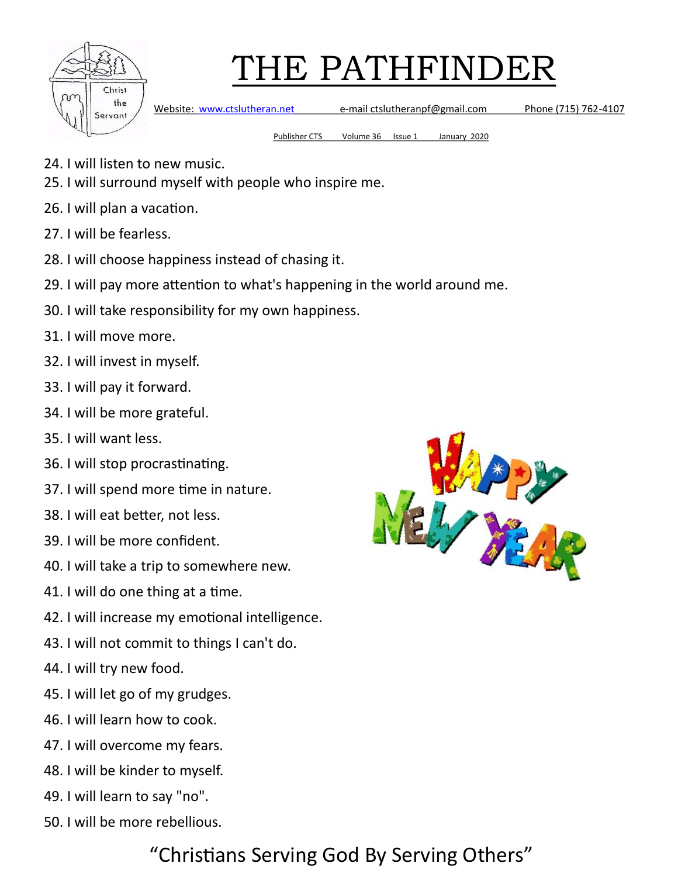24. I will listen to new music.
25. I will surround myself with people who inspire me.
26. I will plan a vacation.
27. I will be fearless.
28. I will choose happiness instead of chasing it.
29. I will pay more attention to what's happening in the world around me.
30. I will take responsibility for my own happiness.
31. I will move more.
32. I will invest in myself.
33. I will pay it forward.
34. I will be more grateful.
35. I will want less.
36. I will stop procrastinating.
37. I will spend more time in nature.
38. I will eat better, not less.
39. I will be more confident.
40. I will take a trip to somewhere new.
41. I will do one thing at a time.
42. I will increase my emotional intelligence.
43. I will not commit to things I can't do.
44. I will try new food.
45. I will let go of my grudges.
46. I will learn how to cook.
47. I will overcome my fears.
48. I will be kinder to myself.
49. I will learn to say "no".
50. I will be more rebellious.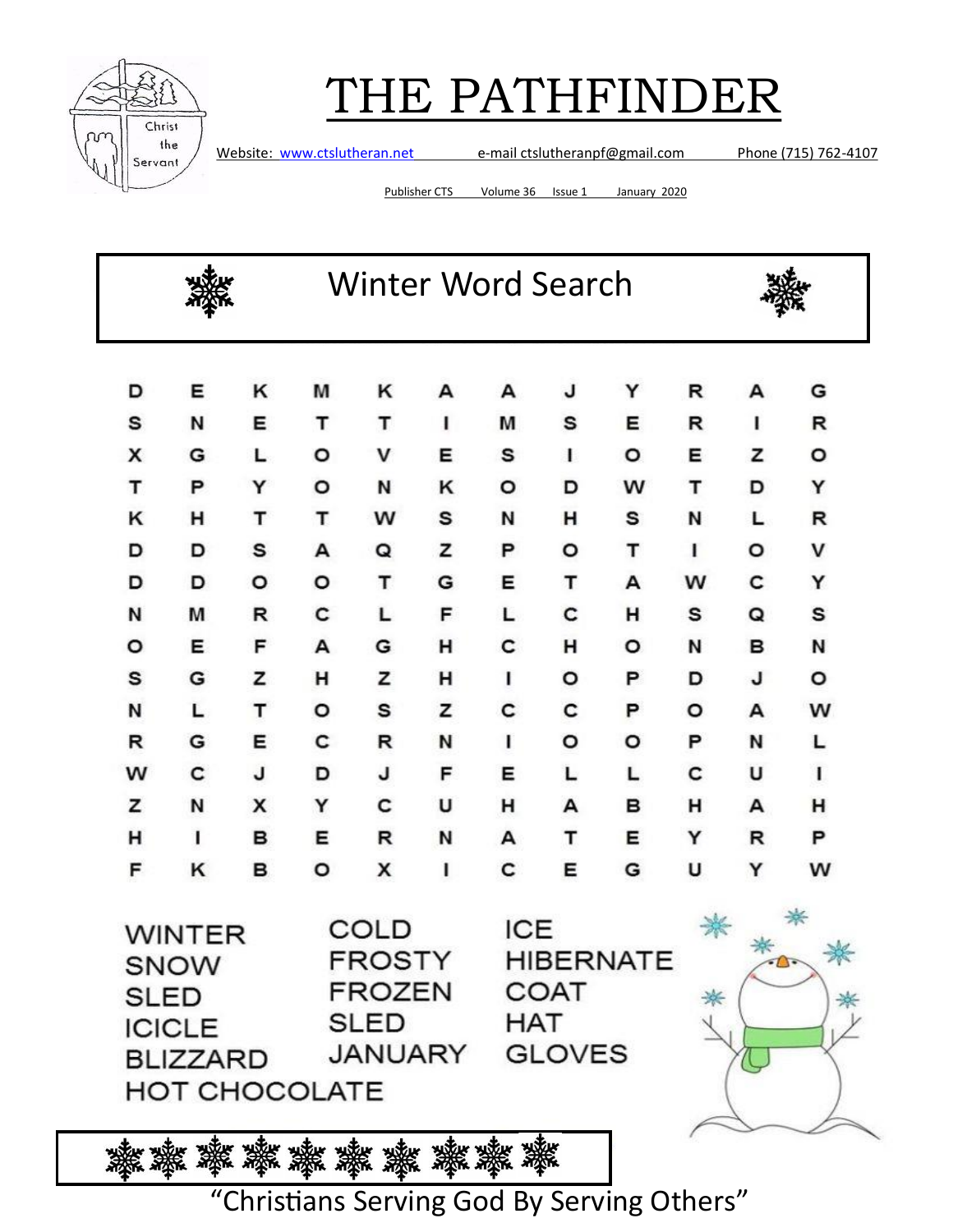# THE PATHFINDER

Website: www.ctslutheran.net e-mail ctslutheranpf@gmail.com Phone (715) 762-4107

Publisher CTS Volume 36 Issue 1 January 2020

## Winter Word Search

| | | | | | | | | | | | |
|---|---|---|---|---|---|---|---|---|---|---|---|
| D | E | K | M | K | A | A | J | Y | R | A | G |
| S | N | E | T | T | I | M | S | E | R | I | R |
| X | G | L | O | V | E | S | I | O | E | Z | O |
| T | P | Y | O | N | K | O | D | W | T | D | Y |
| K | H | T | T | W | S | N | H | S | N | L | R |
| D | D | S | A | Q | Z | P | O | T | I | O | V |
| D | D | O | O | T | G | E | T | A | W | C | Y |
| N | M | R | C | L | F | L | C | H | S | Q | S |
| O | E | F | A | G | H | C | H | O | N | B | N |
| S | G | Z | H | Z | H | I | O | P | D | J | O |
| N | L | T | O | S | Z | C | C | P | O | A | W |
| R | G | E | C | R | N | I | O | O | P | N | L |
| W | C | J | D | J | F | E | L | L | C | U | I |
| Z | N | X | Y | C | U | H | A | B | H | A | H |
| H | I | B | E | R | N | A | T | E | Y | R | P |
| F | K | B | O | X | I | C | E | G | U | Y | W |

WINTER
SNOW
SLED
ICICLE
BLIZZARD
HOT CHOCOLATE

COLD
FROSTY
FROZEN
SLED
JANUARY

ICE
HIBERNATE
COAT
HAT
GLOVES

"Christians Serving God By Serving Others"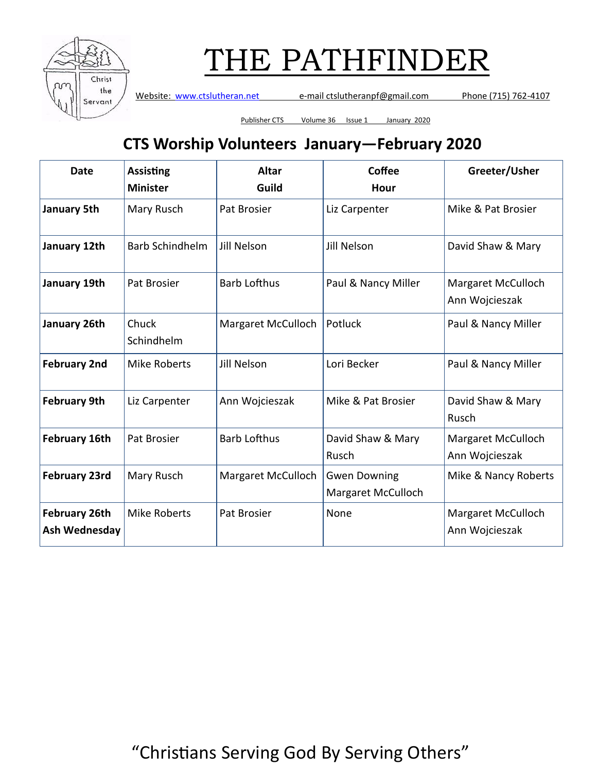# THE PATHFINDER

Website: www.ctslutheran.net e-mail ctslutheranpf@gmail.com Phone (715) 762-4107

Publisher CTS Volume 36 Issue 1 January 2020

## CTS Worship Volunteers January—February 2020

| Date | Assisting Minister | Altar Guild | Coffee Hour | Greeter/Usher |
|---|---|---|---|---|
| **January 5th** | Mary Rusch | Pat Brosier | Liz Carpenter | Mike & Pat Brosier |
| **January 12th** | Barb Schindhelm | Jill Nelson | Jill Nelson | David Shaw & Mary |
| **January 19th** | Pat Brosier | Barb Lofthus | Paul & Nancy Miller | Margaret McCulloch Ann Wojcieszak |
| **January 26th** | Chuck Schindhelm | Margaret McCulloch | Potluck | Paul & Nancy Miller |
| **February 2nd** | Mike Roberts | Jill Nelson | Lori Becker | Paul & Nancy Miller |
| **February 9th** | Liz Carpenter | Ann Wojcieszak | Mike & Pat Brosier | David Shaw & Mary Rusch |
| **February 16th** | Pat Brosier | Barb Lofthus | David Shaw & Mary Rusch | Margaret McCulloch Ann Wojcieszak |
| **February 23rd** | Mary Rusch | Margaret McCulloch | Gwen Downing Margaret McCulloch | Mike & Nancy Roberts |
| **February 26th Ash Wednesday** | Mike Roberts | Pat Brosier | None | Margaret McCulloch Ann Wojcieszak |

“Christians Serving God By Serving Others”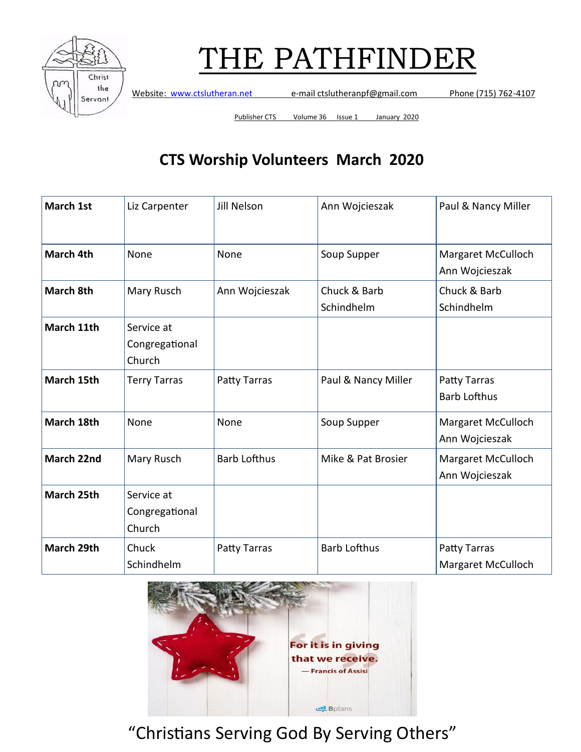# THE PATHFINDER

Website: www.ctslutheran.net e-mail ctslutheranpf@gmail.com Phone (715) 762-4107

Publisher CTS Volume 36 Issue 1 January 2020

## CTS Worship Volunteers March 2020

| | | | | |
|---|---|---|---|---|
| **March 1st** | Liz Carpenter | Jill Nelson | Ann Wojcieszak | Paul & Nancy Miller |
| **March 4th** | None | None | Soup Supper | Margaret McCulloch Ann Wojcieszak |
| **March 8th** | Mary Rusch | Ann Wojcieszak | Chuck & Barb Schindhelm | Chuck & Barb Schindhelm |
| **March 11th** | Service at Congregational Church | | | |
| **March 15th** | Terry Tarras | Patty Tarras | Paul & Nancy Miller | Patty Tarras Barb Lofthus |
| **March 18th** | None | None | Soup Supper | Margaret McCulloch Ann Wojcieszak |
| **March 22nd** | Mary Rusch | Barb Lofthus | Mike & Pat Brosier | Margaret McCulloch Ann Wojcieszak |
| **March 25th** | Service at Congregational Church | | | |
| **March 29th** | Chuck Schindhelm | Patty Tarras | Barb Lofthus | Patty Tarras Margaret McCulloch |

For it is in giving that we receive.
— Francis of Assisi

“Christians Serving God By Serving Others”